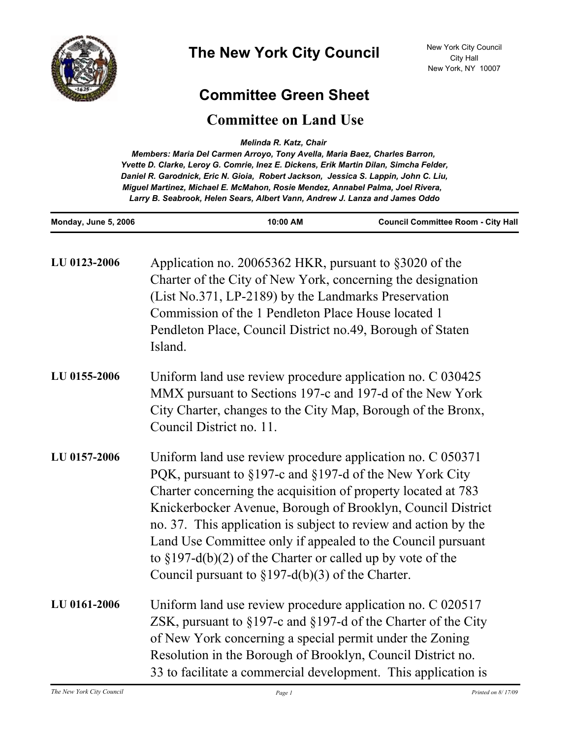# The New York City Council

New York City Council
City Hall
New York, NY 10007

## Committee Green Sheet

## Committee on Land Use

*Melinda R. Katz, Chair*

*Members: Maria Del Carmen Arroyo, Tony Avella, Maria Baez, Charles Barron, Yvette D. Clarke, Leroy G. Comrie, Inez E. Dickens, Erik Martin Dilan, Simcha Felder, Daniel R. Garodnick, Eric N. Gioia, Robert Jackson, Jessica S. Lappin, John C. Liu, Miguel Martinez, Michael E. McMahon, Rosie Mendez, Annabel Palma, Joel Rivera, Larry B. Seabrook, Helen Sears, Albert Vann, Andrew J. Lanza and James Oddo*

**Monday, June 5, 2006** | **10:00 AM** | **Council Committee Room - City Hall**

---

**LU 0123-2006** Application no. 20065362 HKR, pursuant to §3020 of the Charter of the City of New York, concerning the designation (List No.371, LP-2189) by the Landmarks Preservation Commission of the 1 Pendleton Place House located 1 Pendleton Place, Council District no.49, Borough of Staten Island.

**LU 0155-2006** Uniform land use review procedure application no. C 030425 MMX pursuant to Sections 197-c and 197-d of the New York City Charter, changes to the City Map, Borough of the Bronx, Council District no. 11.

**LU 0157-2006** Uniform land use review procedure application no. C 050371 PQK, pursuant to §197-c and §197-d of the New York City Charter concerning the acquisition of property located at 783 Knickerbocker Avenue, Borough of Brooklyn, Council District no. 37. This application is subject to review and action by the Land Use Committee only if appealed to the Council pursuant to §197-d(b)(2) of the Charter or called up by vote of the Council pursuant to §197-d(b)(3) of the Charter.

**LU 0161-2006** Uniform land use review procedure application no. C 020517 ZSK, pursuant to §197-c and §197-d of the Charter of the City of New York concerning a special permit under the Zoning Resolution in the Borough of Brooklyn, Council District no. 33 to facilitate a commercial development. This application is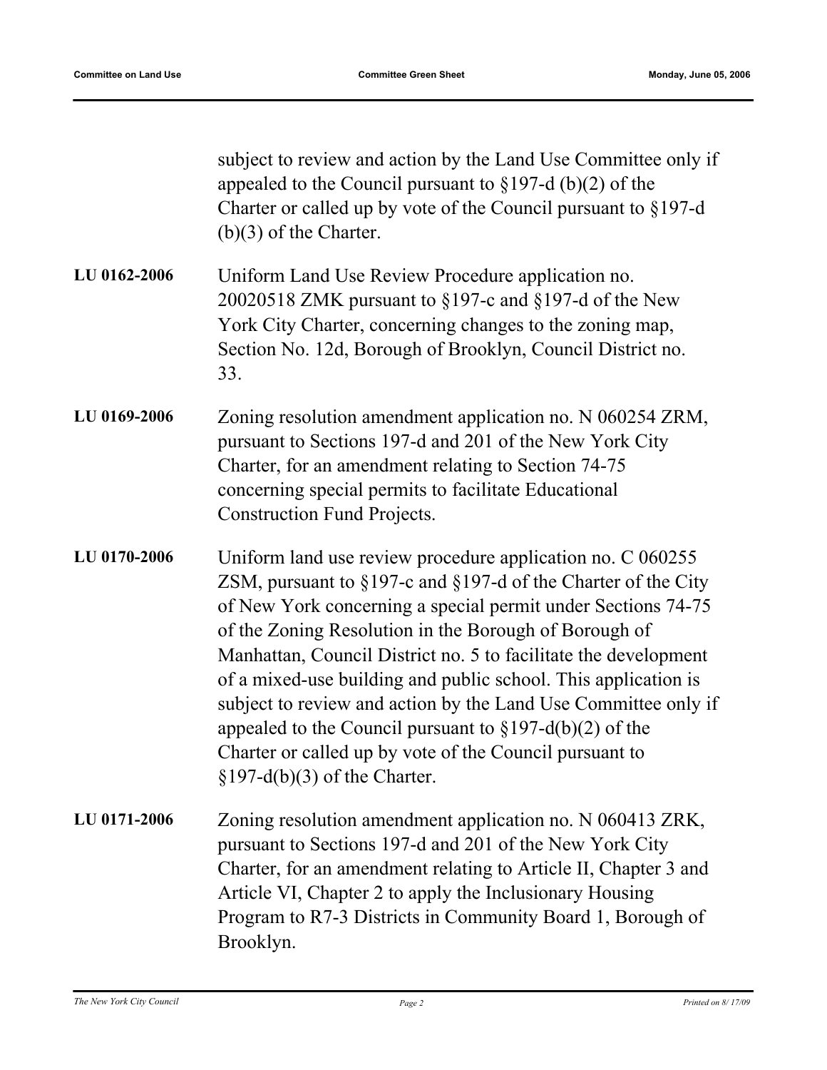subject to review and action by the Land Use Committee only if appealed to the Council pursuant to §197-d (b)(2) of the Charter or called up by vote of the Council pursuant to §197-d (b)(3) of the Charter.

**LU 0162-2006** Uniform Land Use Review Procedure application no. 20020518 ZMK pursuant to §197-c and §197-d of the New York City Charter, concerning changes to the zoning map, Section No. 12d, Borough of Brooklyn, Council District no. 33.

**LU 0169-2006** Zoning resolution amendment application no. N 060254 ZRM, pursuant to Sections 197-d and 201 of the New York City Charter, for an amendment relating to Section 74-75 concerning special permits to facilitate Educational Construction Fund Projects.

**LU 0170-2006** Uniform land use review procedure application no. C 060255 ZSM, pursuant to §197-c and §197-d of the Charter of the City of New York concerning a special permit under Sections 74-75 of the Zoning Resolution in the Borough of Borough of Manhattan, Council District no. 5 to facilitate the development of a mixed-use building and public school. This application is subject to review and action by the Land Use Committee only if appealed to the Council pursuant to §197-d(b)(2) of the Charter or called up by vote of the Council pursuant to §197-d(b)(3) of the Charter.

**LU 0171-2006** Zoning resolution amendment application no. N 060413 ZRK, pursuant to Sections 197-d and 201 of the New York City Charter, for an amendment relating to Article II, Chapter 3 and Article VI, Chapter 2 to apply the Inclusionary Housing Program to R7-3 Districts in Community Board 1, Borough of Brooklyn.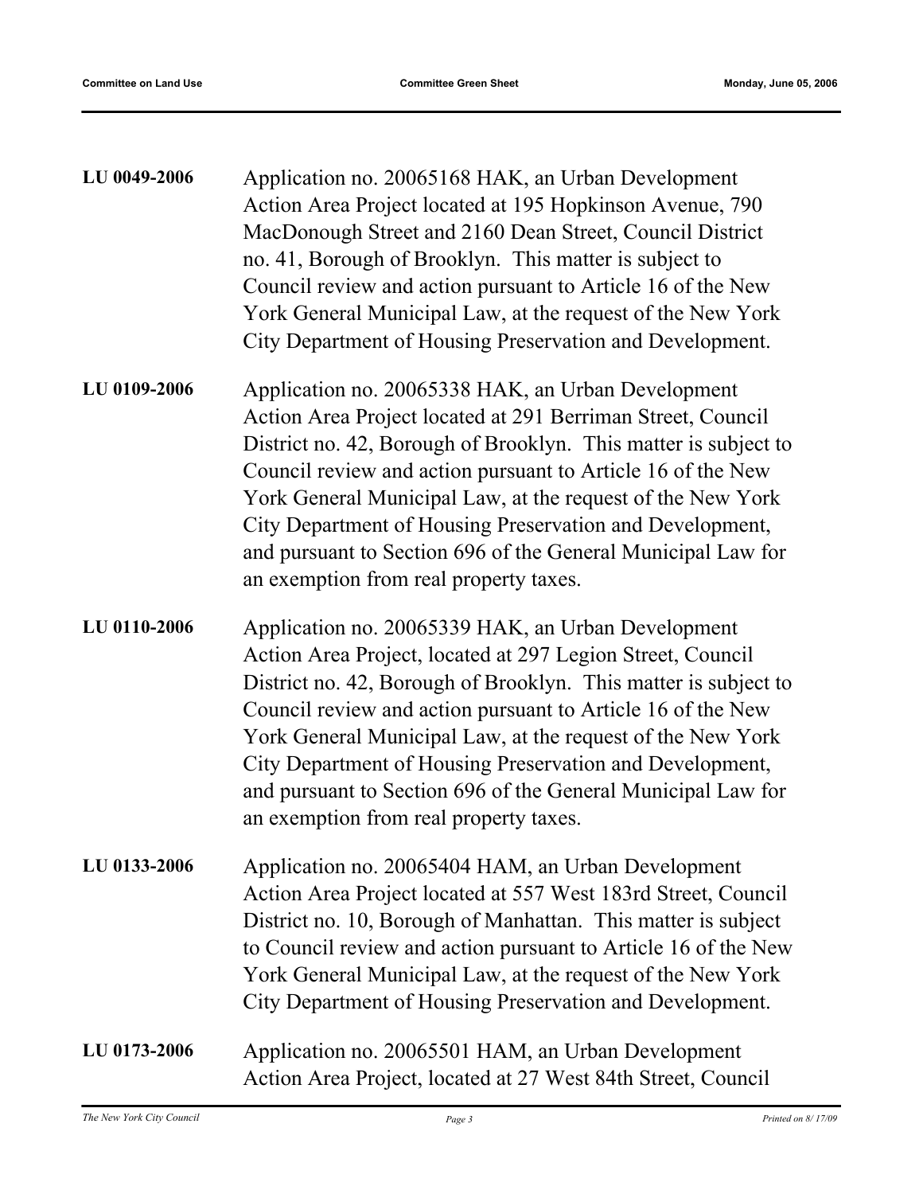**LU 0049-2006** Application no. 20065168 HAK, an Urban Development Action Area Project located at 195 Hopkinson Avenue, 790 MacDonough Street and 2160 Dean Street, Council District no. 41, Borough of Brooklyn. This matter is subject to Council review and action pursuant to Article 16 of the New York General Municipal Law, at the request of the New York City Department of Housing Preservation and Development.

**LU 0109-2006** Application no. 20065338 HAK, an Urban Development Action Area Project located at 291 Berriman Street, Council District no. 42, Borough of Brooklyn. This matter is subject to Council review and action pursuant to Article 16 of the New York General Municipal Law, at the request of the New York City Department of Housing Preservation and Development, and pursuant to Section 696 of the General Municipal Law for an exemption from real property taxes.

**LU 0110-2006** Application no. 20065339 HAK, an Urban Development Action Area Project, located at 297 Legion Street, Council District no. 42, Borough of Brooklyn. This matter is subject to Council review and action pursuant to Article 16 of the New York General Municipal Law, at the request of the New York City Department of Housing Preservation and Development, and pursuant to Section 696 of the General Municipal Law for an exemption from real property taxes.

**LU 0133-2006** Application no. 20065404 HAM, an Urban Development Action Area Project located at 557 West 183rd Street, Council District no. 10, Borough of Manhattan. This matter is subject to Council review and action pursuant to Article 16 of the New York General Municipal Law, at the request of the New York City Department of Housing Preservation and Development.

**LU 0173-2006** Application no. 20065501 HAM, an Urban Development Action Area Project, located at 27 West 84th Street, Council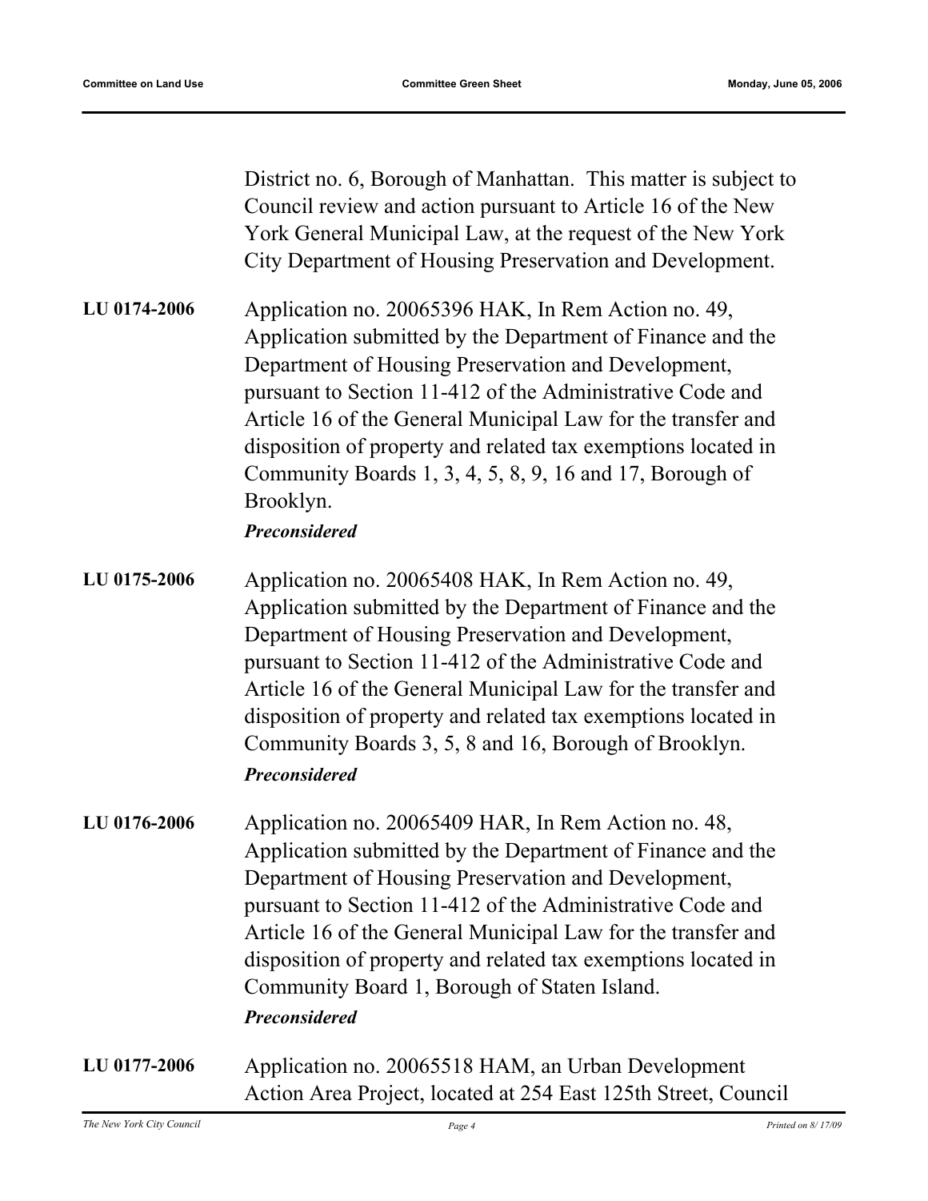District no. 6, Borough of Manhattan. This matter is subject to Council review and action pursuant to Article 16 of the New York General Municipal Law, at the request of the New York City Department of Housing Preservation and Development.

**LU 0174-2006** Application no. 20065396 HAK, In Rem Action no. 49, Application submitted by the Department of Finance and the Department of Housing Preservation and Development, pursuant to Section 11-412 of the Administrative Code and Article 16 of the General Municipal Law for the transfer and disposition of property and related tax exemptions located in Community Boards 1, 3, 4, 5, 8, 9, 16 and 17, Borough of Brooklyn.

***Preconsidered***

**LU 0175-2006** Application no. 20065408 HAK, In Rem Action no. 49, Application submitted by the Department of Finance and the Department of Housing Preservation and Development, pursuant to Section 11-412 of the Administrative Code and Article 16 of the General Municipal Law for the transfer and disposition of property and related tax exemptions located in Community Boards 3, 5, 8 and 16, Borough of Brooklyn.

***Preconsidered***

**LU 0176-2006** Application no. 20065409 HAR, In Rem Action no. 48, Application submitted by the Department of Finance and the Department of Housing Preservation and Development, pursuant to Section 11-412 of the Administrative Code and Article 16 of the General Municipal Law for the transfer and disposition of property and related tax exemptions located in Community Board 1, Borough of Staten Island.

***Preconsidered***

**LU 0177-2006** Application no. 20065518 HAM, an Urban Development Action Area Project, located at 254 East 125th Street, Council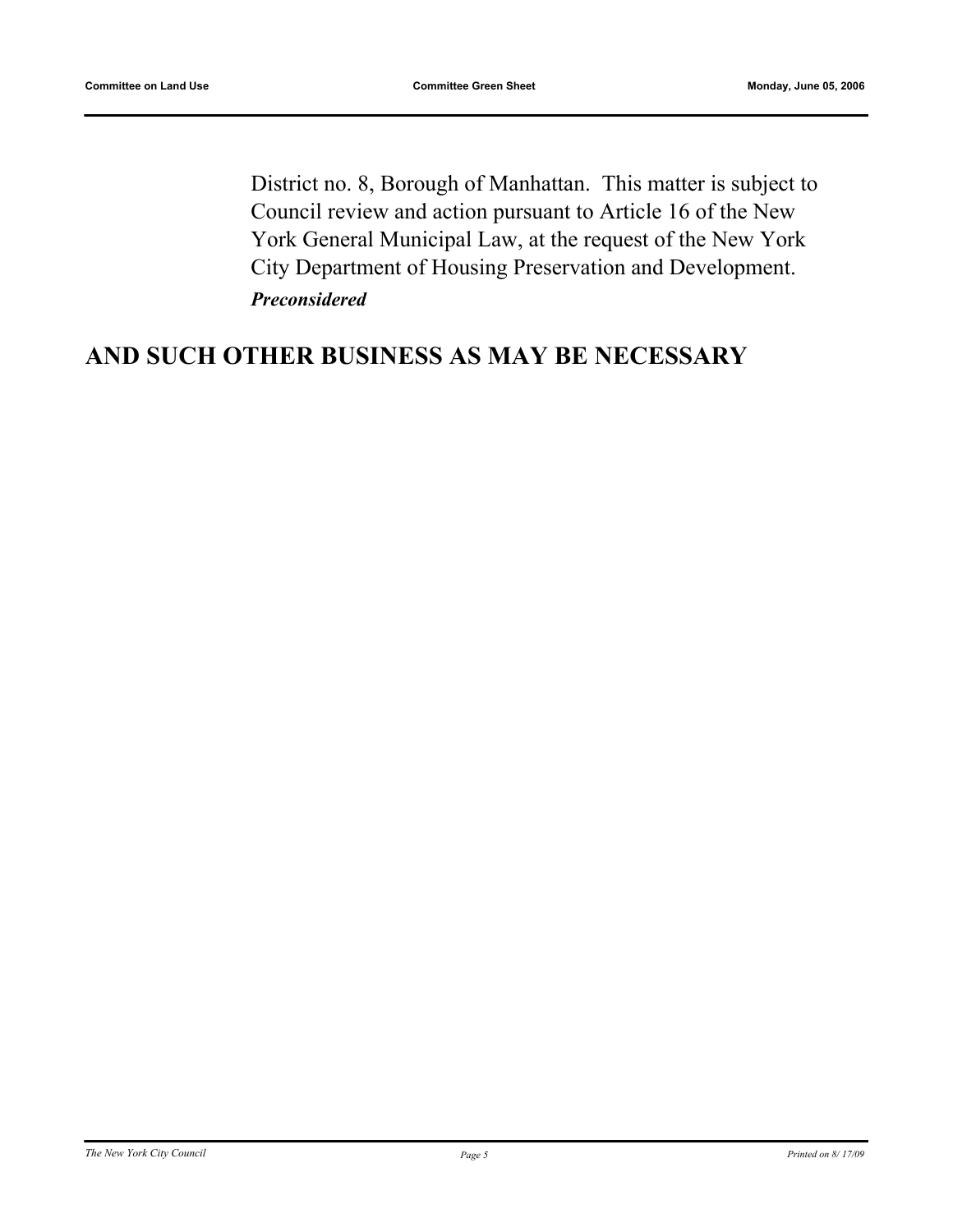District no. 8, Borough of Manhattan. This matter is subject to Council review and action pursuant to Article 16 of the New York General Municipal Law, at the request of the New York City Department of Housing Preservation and Development.

***Preconsidered***

## AND SUCH OTHER BUSINESS AS MAY BE NECESSARY